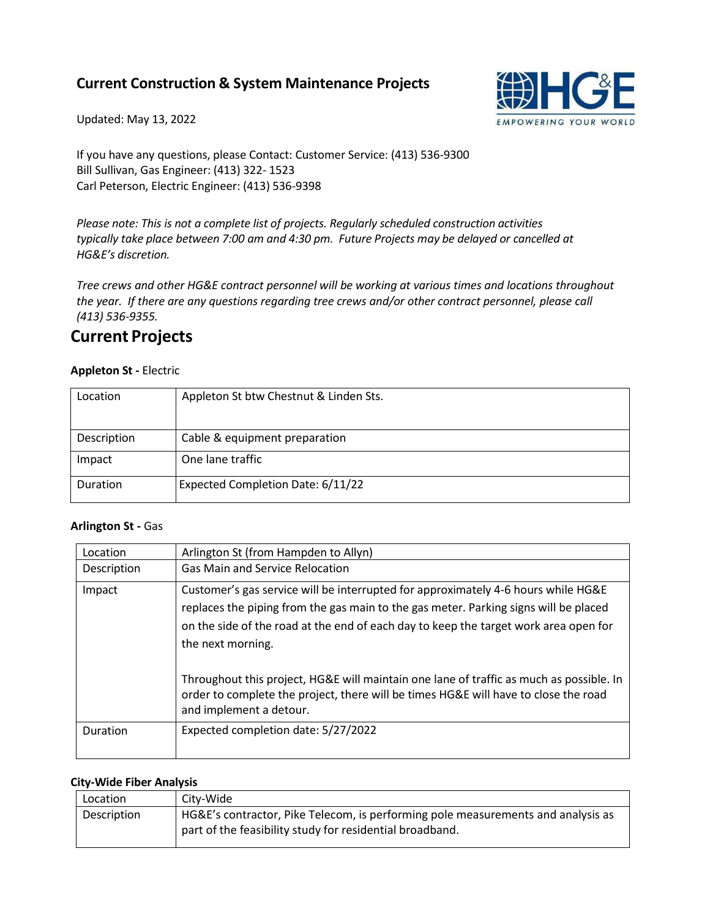## Current Construction & System Maintenance Projects

Updated: May 13, 2022

If you have any questions, please Contact: Customer Service: (413) 536-9300
Bill Sullivan, Gas Engineer: (413) 322- 1523
Carl Peterson, Electric Engineer: (413) 536-9398

*Please note: This is not a complete list of projects. Regularly scheduled construction activities typically take place between 7:00 am and 4:30 pm. Future Projects may be delayed or cancelled at HG&E's discretion.*

*Tree crews and other HG&E contract personnel will be working at various times and locations throughout the year. If there are any questions regarding tree crews and/or other contract personnel, please call (413) 536-9355.*

# Current Projects

**Appleton St -** Electric

| | |
|---|---|
| Location | Appleton St btw Chestnut & Linden Sts. |
| Description | Cable & equipment preparation |
| Impact | One lane traffic |
| Duration | Expected Completion Date: 6/11/22 |

**Arlington St -** Gas

| | |
|---|---|
| Location | Arlington St (from Hampden to Allyn) |
| Description | Gas Main and Service Relocation |
| Impact | Customer's gas service will be interrupted for approximately 4-6 hours while HG&E replaces the piping from the gas main to the gas meter. Parking signs will be placed on the side of the road at the end of each day to keep the target work area open for the next morning.<br><br>Throughout this project, HG&E will maintain one lane of traffic as much as possible. In order to complete the project, there will be times HG&E will have to close the road and implement a detour. |
| Duration | Expected completion date: 5/27/2022 |

**City-Wide Fiber Analysis**

| | |
|---|---|
| Location | City-Wide |
| Description | HG&E's contractor, Pike Telecom, is performing pole measurements and analysis as part of the feasibility study for residential broadband. |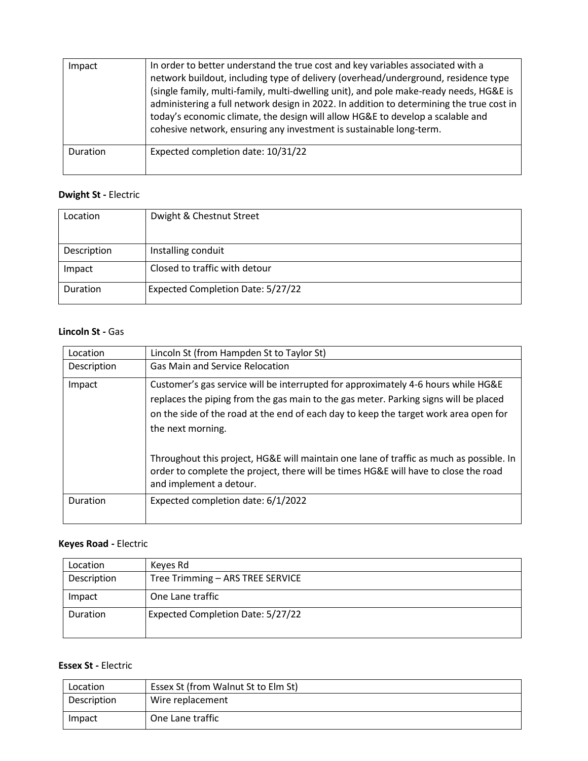| Impact | In order to better understand the true cost and key variables associated with a network buildout, including type of delivery (overhead/underground, residence type (single family, multi-family, multi-dwelling unit), and pole make-ready needs, HG&E is administering a full network design in 2022. In addition to determining the true cost in today's economic climate, the design will allow HG&E to develop a scalable and cohesive network, ensuring any investment is sustainable long-term. |
|---|---|
| Duration | Expected completion date: 10/31/22 |

**Dwight St -** Electric

| Location | Dwight & Chestnut Street |
|---|---|
| Description | Installing conduit |
| Impact | Closed to traffic with detour |
| Duration | Expected Completion Date: 5/27/22 |

**Lincoln St -** Gas

| Location | Lincoln St (from Hampden St to Taylor St) |
|---|---|
| Description | Gas Main and Service Relocation |
| Impact | Customer's gas service will be interrupted for approximately 4-6 hours while HG&E replaces the piping from the gas main to the gas meter. Parking signs will be placed on the side of the road at the end of each day to keep the target work area open for the next morning.<br><br>Throughout this project, HG&E will maintain one lane of traffic as much as possible. In order to complete the project, there will be times HG&E will have to close the road and implement a detour. |
| Duration | Expected completion date: 6/1/2022 |

**Keyes Road -** Electric

| Location | Keyes Rd |
|---|---|
| Description | Tree Trimming – ARS TREE SERVICE |
| Impact | One Lane traffic |
| Duration | Expected Completion Date: 5/27/22 |

**Essex St -** Electric

| Location | Essex St (from Walnut St to Elm St) |
|---|---|
| Description | Wire replacement |
| Impact | One Lane traffic |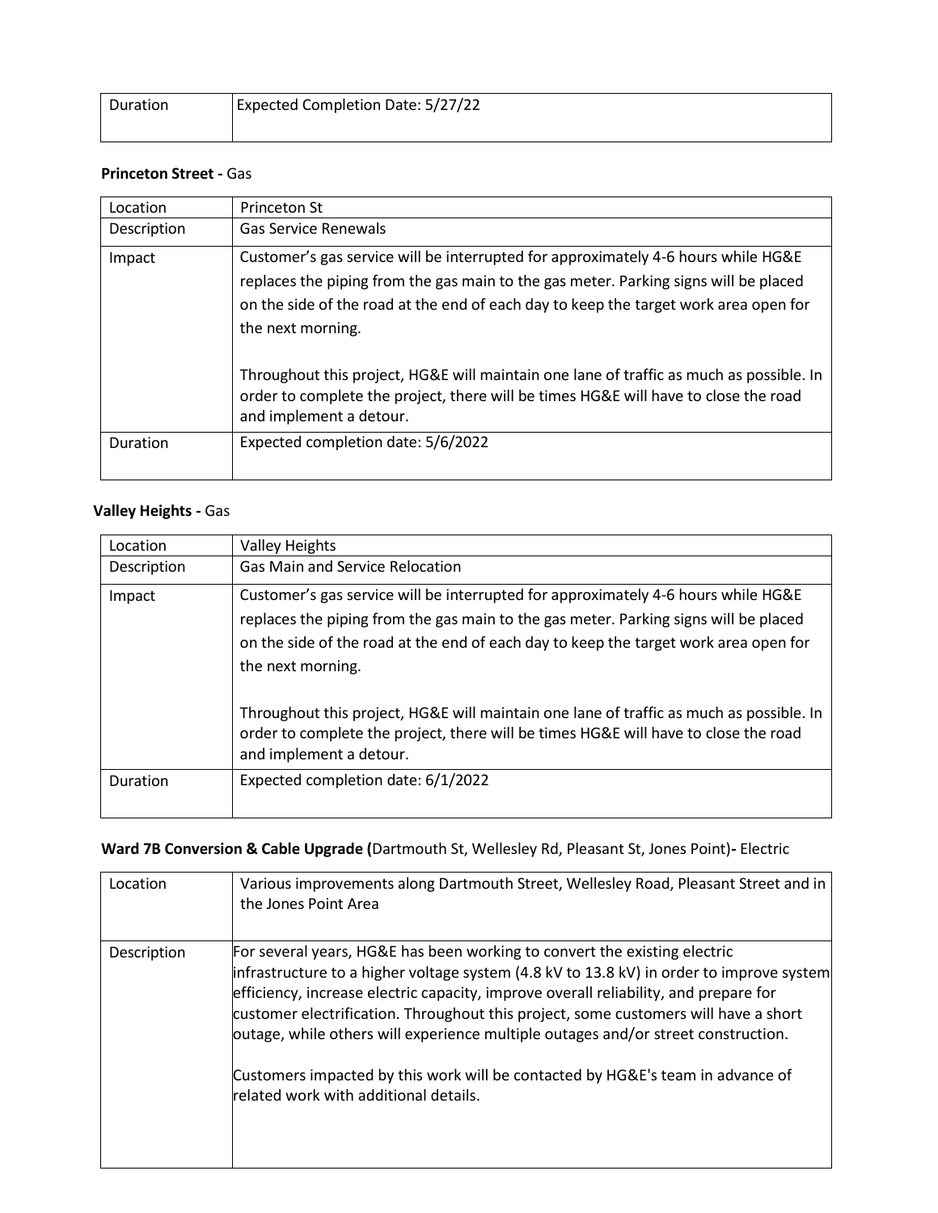| Duration | Expected Completion Date: 5/27/22 |
|---|---|

**Princeton Street -** Gas

| Location | Princeton St |
|---|---|
| Description | Gas Service Renewals |
| Impact | Customer's gas service will be interrupted for approximately 4-6 hours while HG&E replaces the piping from the gas main to the gas meter. Parking signs will be placed on the side of the road at the end of each day to keep the target work area open for the next morning.<br><br>Throughout this project, HG&E will maintain one lane of traffic as much as possible. In order to complete the project, there will be times HG&E will have to close the road and implement a detour. |
| Duration | Expected completion date: 5/6/2022 |

**Valley Heights -** Gas

| Location | Valley Heights |
|---|---|
| Description | Gas Main and Service Relocation |
| Impact | Customer's gas service will be interrupted for approximately 4-6 hours while HG&E replaces the piping from the gas main to the gas meter. Parking signs will be placed on the side of the road at the end of each day to keep the target work area open for the next morning.<br><br>Throughout this project, HG&E will maintain one lane of traffic as much as possible. In order to complete the project, there will be times HG&E will have to close the road and implement a detour. |
| Duration | Expected completion date: 6/1/2022 |

**Ward 7B Conversion & Cable Upgrade (**Dartmouth St, Wellesley Rd, Pleasant St, Jones Point)**-** Electric

| Location | Various improvements along Dartmouth Street, Wellesley Road, Pleasant Street and in the Jones Point Area |
|---|---|
| Description | For several years, HG&E has been working to convert the existing electric infrastructure to a higher voltage system (4.8 kV to 13.8 kV) in order to improve system efficiency, increase electric capacity, improve overall reliability, and prepare for customer electrification. Throughout this project, some customers will have a short outage, while others will experience multiple outages and/or street construction.<br><br>Customers impacted by this work will be contacted by HG&E's team in advance of related work with additional details. |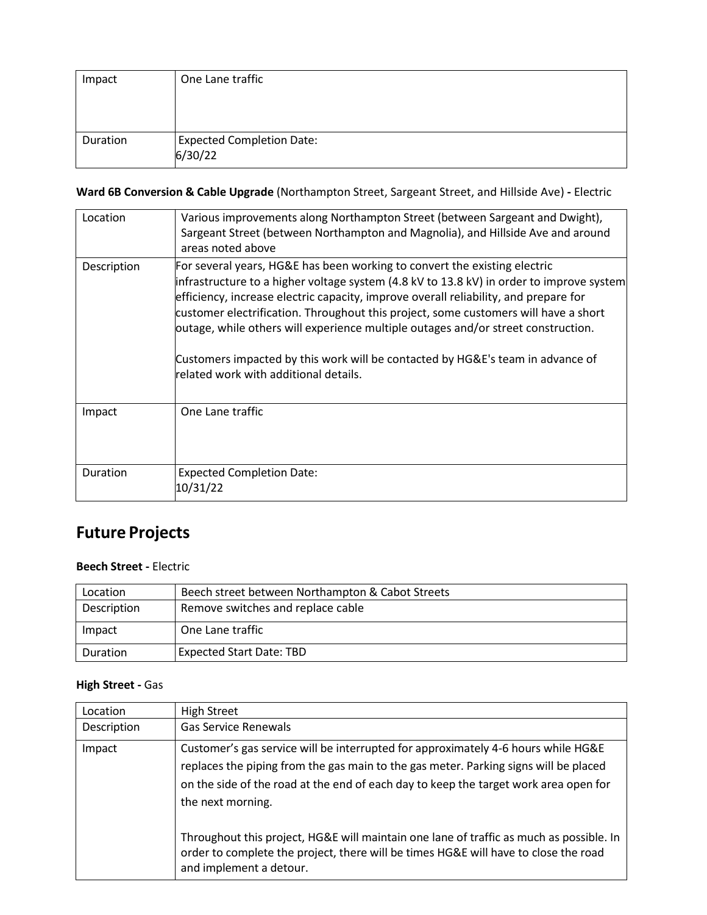| Impact | One Lane traffic |
|---|---|
| Duration | Expected Completion Date: 6/30/22 |

**Ward 6B Conversion & Cable Upgrade** (Northampton Street, Sargeant Street, and Hillside Ave) **-** Electric

| Location | Various improvements along Northampton Street (between Sargeant and Dwight), Sargeant Street (between Northampton and Magnolia), and Hillside Ave and around areas noted above |
|---|---|
| Description | For several years, HG&E has been working to convert the existing electric infrastructure to a higher voltage system (4.8 kV to 13.8 kV) in order to improve system efficiency, increase electric capacity, improve overall reliability, and prepare for customer electrification. Throughout this project, some customers will have a short outage, while others will experience multiple outages and/or street construction.<br><br>Customers impacted by this work will be contacted by HG&E's team in advance of related work with additional details. |
| Impact | One Lane traffic |
| Duration | Expected Completion Date: 10/31/22 |

## Future Projects

**Beech Street -** Electric

| Location | Beech street between Northampton & Cabot Streets |
|---|---|
| Description | Remove switches and replace cable |
| Impact | One Lane traffic |
| Duration | Expected Start Date: TBD |

**High Street -** Gas

| Location | High Street |
|---|---|
| Description | Gas Service Renewals |
| Impact | Customer's gas service will be interrupted for approximately 4-6 hours while HG&E replaces the piping from the gas main to the gas meter. Parking signs will be placed on the side of the road at the end of each day to keep the target work area open for the next morning.<br><br>Throughout this project, HG&E will maintain one lane of traffic as much as possible. In order to complete the project, there will be times HG&E will have to close the road and implement a detour. |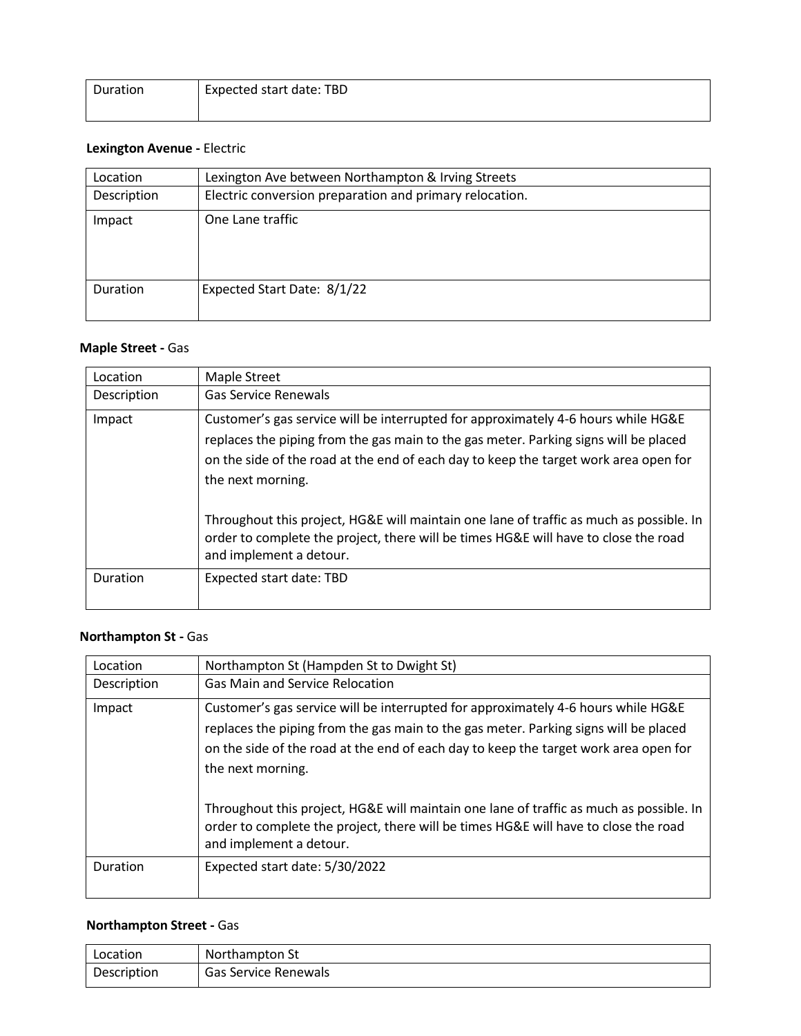| Duration | Expected start date: TBD |
| --- | --- |

**Lexington Avenue -** Electric

| Location | Lexington Ave between Northampton & Irving Streets |
| --- | --- |
| Description | Electric conversion preparation and primary relocation. |
| Impact | One Lane traffic |
| Duration | Expected Start Date: 8/1/22 |

**Maple Street -** Gas

| Location | Maple Street |
| --- | --- |
| Description | Gas Service Renewals |
| Impact | Customer's gas service will be interrupted for approximately 4-6 hours while HG&E replaces the piping from the gas main to the gas meter. Parking signs will be placed on the side of the road at the end of each day to keep the target work area open for the next morning.<br><br>Throughout this project, HG&E will maintain one lane of traffic as much as possible. In order to complete the project, there will be times HG&E will have to close the road and implement a detour. |
| Duration | Expected start date: TBD |

**Northampton St -** Gas

| Location | Northampton St (Hampden St to Dwight St) |
| --- | --- |
| Description | Gas Main and Service Relocation |
| Impact | Customer's gas service will be interrupted for approximately 4-6 hours while HG&E replaces the piping from the gas main to the gas meter. Parking signs will be placed on the side of the road at the end of each day to keep the target work area open for the next morning.<br><br>Throughout this project, HG&E will maintain one lane of traffic as much as possible. In order to complete the project, there will be times HG&E will have to close the road and implement a detour. |
| Duration | Expected start date: 5/30/2022 |

**Northampton Street -** Gas

| Location | Northampton St |
| --- | --- |
| Description | Gas Service Renewals |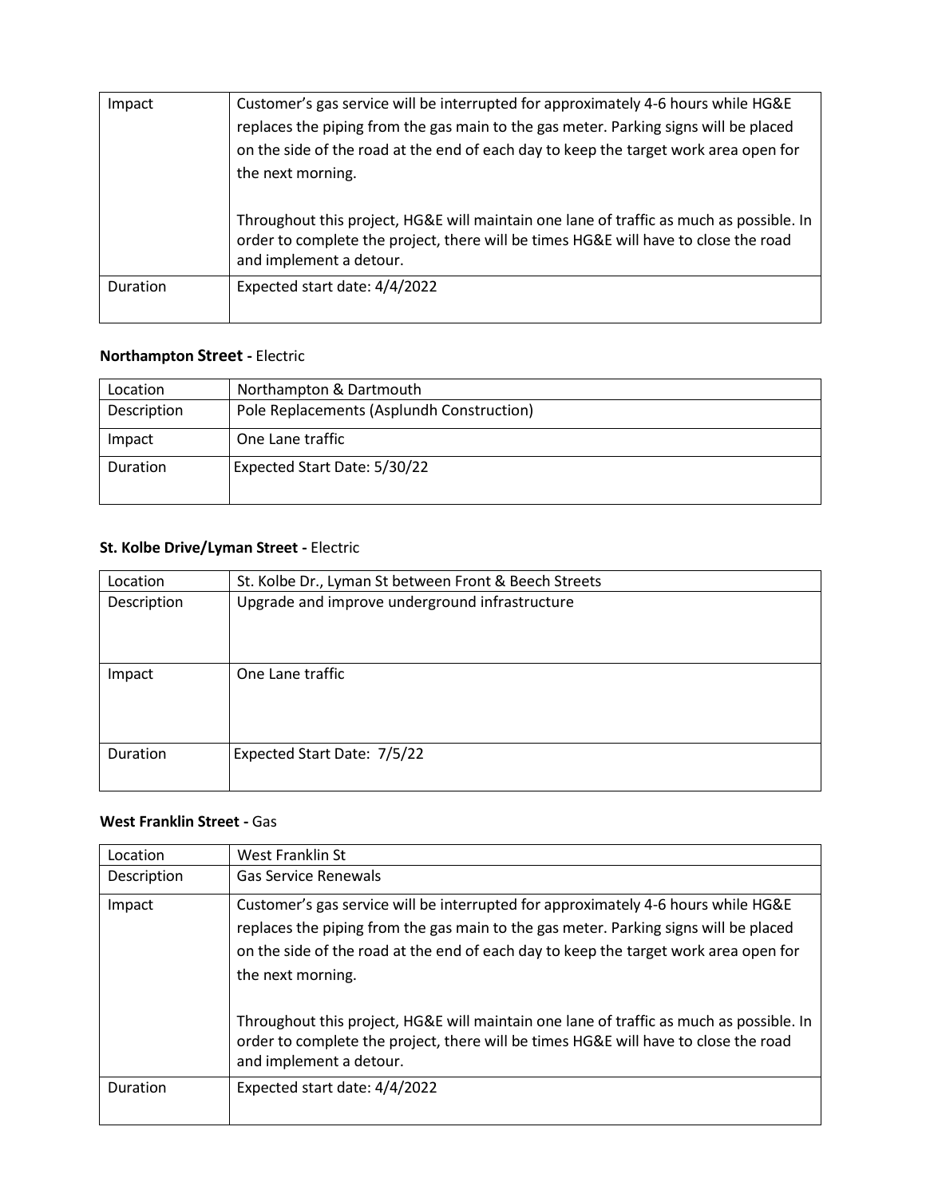| | |
|---|---|
| Impact | Customer's gas service will be interrupted for approximately 4-6 hours while HG&E replaces the piping from the gas main to the gas meter. Parking signs will be placed on the side of the road at the end of each day to keep the target work area open for the next morning.<br><br>Throughout this project, HG&E will maintain one lane of traffic as much as possible. In order to complete the project, there will be times HG&E will have to close the road and implement a detour. |
| Duration | Expected start date: 4/4/2022 |

**Northampton Street -** Electric

| | |
|---|---|
| Location | Northampton & Dartmouth |
| Description | Pole Replacements (Asplundh Construction) |
| Impact | One Lane traffic |
| Duration | Expected Start Date: 5/30/22 |

**St. Kolbe Drive/Lyman Street -** Electric

| | |
|---|---|
| Location | St. Kolbe Dr., Lyman St between Front & Beech Streets |
| Description | Upgrade and improve underground infrastructure |
| Impact | One Lane traffic |
| Duration | Expected Start Date: 7/5/22 |

**West Franklin Street -** Gas

| | |
|---|---|
| Location | West Franklin St |
| Description | Gas Service Renewals |
| Impact | Customer's gas service will be interrupted for approximately 4-6 hours while HG&E replaces the piping from the gas main to the gas meter. Parking signs will be placed on the side of the road at the end of each day to keep the target work area open for the next morning.<br><br>Throughout this project, HG&E will maintain one lane of traffic as much as possible. In order to complete the project, there will be times HG&E will have to close the road and implement a detour. |
| Duration | Expected start date: 4/4/2022 |